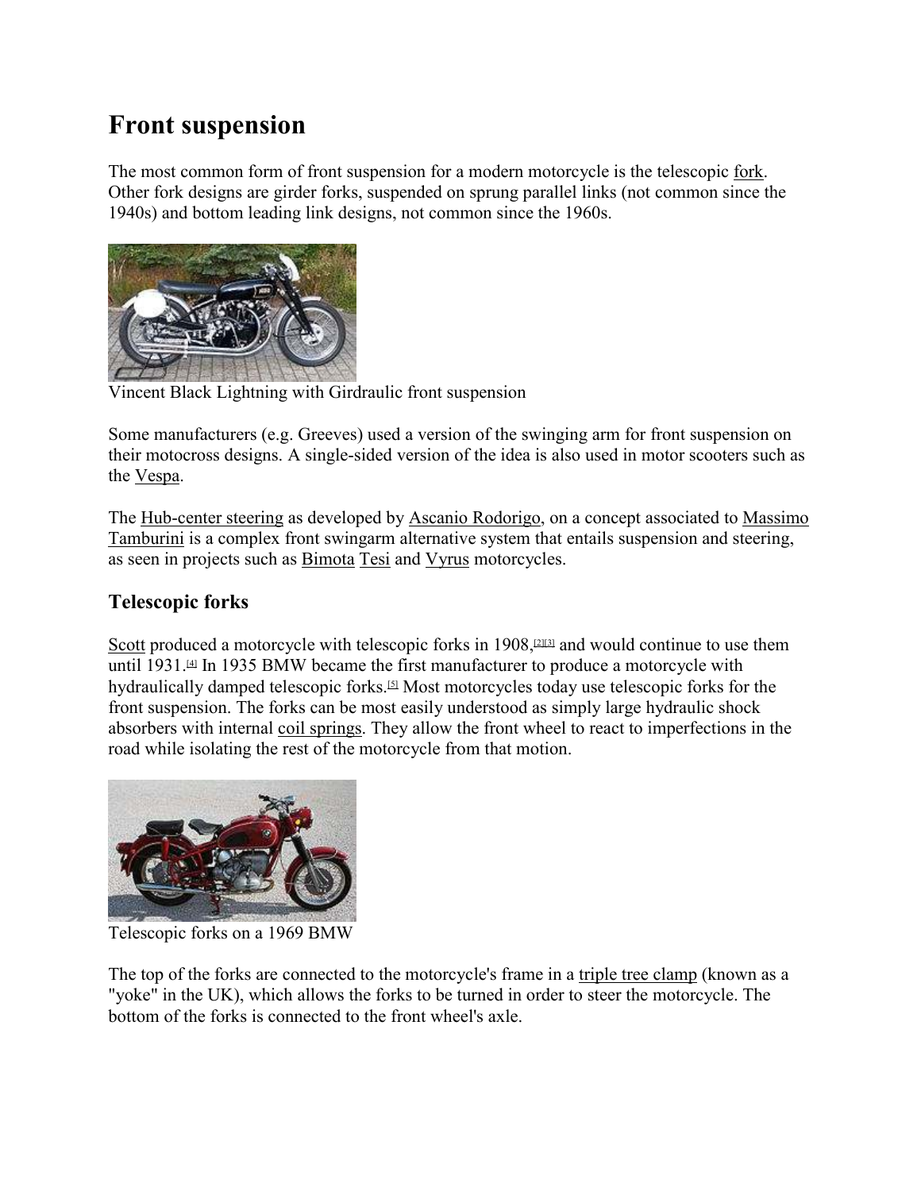# Front suspension

The most common form of front suspension for a modern motorcycle is the telescopic fork. Other fork designs are girder forks, suspended on sprung parallel links (not common since the 1940s) and bottom leading link designs, not common since the 1960s.

Vincent Black Lightning with Girdraulic front suspension

Some manufacturers (e.g. Greeves) used a version of the swinging arm for front suspension on their motocross designs. A single-sided version of the idea is also used in motor scooters such as the Vespa.

The Hub-center steering as developed by Ascanio Rodorigo, on a concept associated to Massimo Tamburini is a complex front swingarm alternative system that entails suspension and steering, as seen in projects such as Bimota Tesi and Vyrus motorcycles.

## Telescopic forks

Scott produced a motorcycle with telescopic forks in 1908,[2][3] and would continue to use them until 1931.[4] In 1935 BMW became the first manufacturer to produce a motorcycle with hydraulically damped telescopic forks.[5] Most motorcycles today use telescopic forks for the front suspension. The forks can be most easily understood as simply large hydraulic shock absorbers with internal coil springs. They allow the front wheel to react to imperfections in the road while isolating the rest of the motorcycle from that motion.

Telescopic forks on a 1969 BMW

The top of the forks are connected to the motorcycle's frame in a triple tree clamp (known as a "yoke" in the UK), which allows the forks to be turned in order to steer the motorcycle. The bottom of the forks is connected to the front wheel's axle.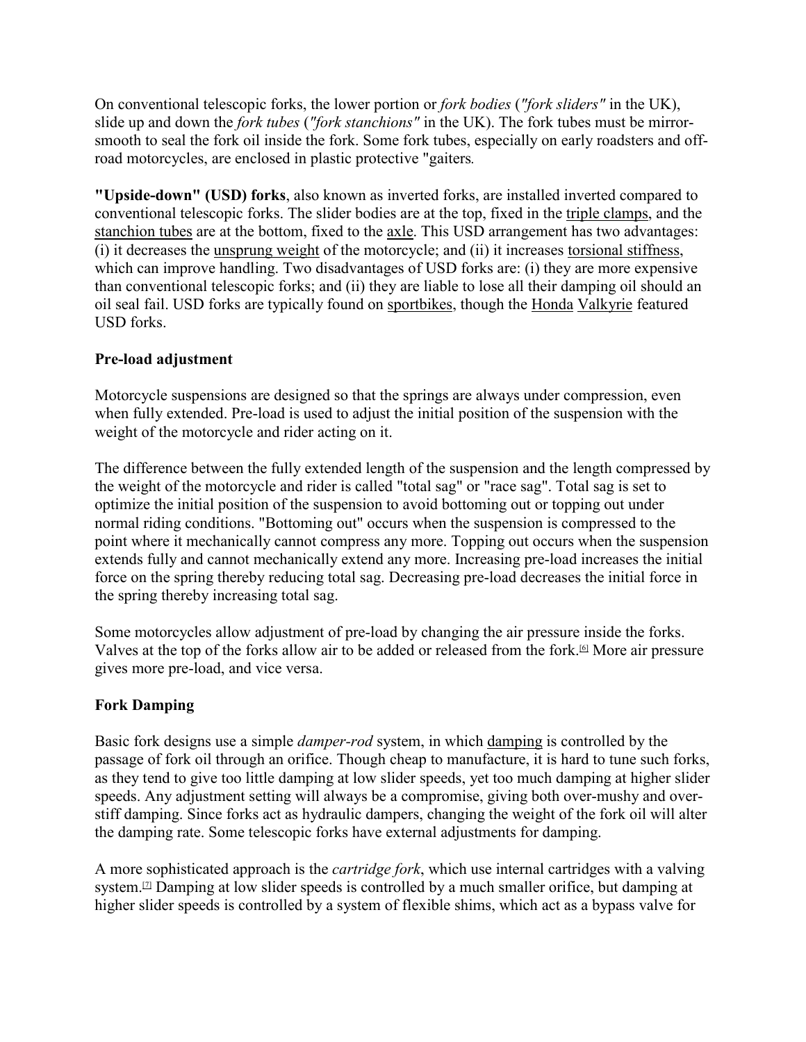On conventional telescopic forks, the lower portion or *fork bodies* (*"fork sliders"* in the UK), slide up and down the *fork tubes* (*"fork stanchions"* in the UK). The fork tubes must be mirror-smooth to seal the fork oil inside the fork. Some fork tubes, especially on early roadsters and off-road motorcycles, are enclosed in plastic protective "gaiters*.*

**"Upside-down" (USD) forks**, also known as inverted forks, are installed inverted compared to conventional telescopic forks. The slider bodies are at the top, fixed in the triple clamps, and the stanchion tubes are at the bottom, fixed to the axle. This USD arrangement has two advantages: (i) it decreases the unsprung weight of the motorcycle; and (ii) it increases torsional stiffness, which can improve handling. Two disadvantages of USD forks are: (i) they are more expensive than conventional telescopic forks; and (ii) they are liable to lose all their damping oil should an oil seal fail. USD forks are typically found on sportbikes, though the Honda Valkyrie featured USD forks.

### Pre-load adjustment

Motorcycle suspensions are designed so that the springs are always under compression, even when fully extended. Pre-load is used to adjust the initial position of the suspension with the weight of the motorcycle and rider acting on it.

The difference between the fully extended length of the suspension and the length compressed by the weight of the motorcycle and rider is called "total sag" or "race sag". Total sag is set to optimize the initial position of the suspension to avoid bottoming out or topping out under normal riding conditions. "Bottoming out" occurs when the suspension is compressed to the point where it mechanically cannot compress any more. Topping out occurs when the suspension extends fully and cannot mechanically extend any more. Increasing pre-load increases the initial force on the spring thereby reducing total sag. Decreasing pre-load decreases the initial force in the spring thereby increasing total sag.

Some motorcycles allow adjustment of pre-load by changing the air pressure inside the forks. Valves at the top of the forks allow air to be added or released from the fork.[6] More air pressure gives more pre-load, and vice versa.

### Fork Damping

Basic fork designs use a simple *damper-rod* system, in which damping is controlled by the passage of fork oil through an orifice. Though cheap to manufacture, it is hard to tune such forks, as they tend to give too little damping at low slider speeds, yet too much damping at higher slider speeds. Any adjustment setting will always be a compromise, giving both over-mushy and over-stiff damping. Since forks act as hydraulic dampers, changing the weight of the fork oil will alter the damping rate. Some telescopic forks have external adjustments for damping.

A more sophisticated approach is the *cartridge fork*, which use internal cartridges with a valving system.[7] Damping at low slider speeds is controlled by a much smaller orifice, but damping at higher slider speeds is controlled by a system of flexible shims, which act as a bypass valve for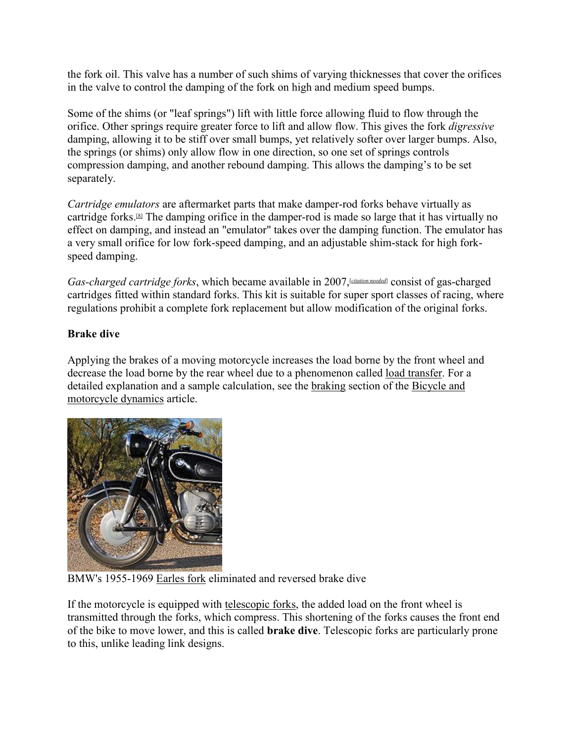the fork oil. This valve has a number of such shims of varying thicknesses that cover the orifices in the valve to control the damping of the fork on high and medium speed bumps.

Some of the shims (or "leaf springs") lift with little force allowing fluid to flow through the orifice. Other springs require greater force to lift and allow flow. This gives the fork *digressive* damping, allowing it to be stiff over small bumps, yet relatively softer over larger bumps. Also, the springs (or shims) only allow flow in one direction, so one set of springs controls compression damping, and another rebound damping. This allows the damping's to be set separately.

*Cartridge emulators* are aftermarket parts that make damper-rod forks behave virtually as cartridge forks.[8] The damping orifice in the damper-rod is made so large that it has virtually no effect on damping, and instead an "emulator" takes over the damping function. The emulator has a very small orifice for low fork-speed damping, and an adjustable shim-stack for high fork-speed damping.

*Gas-charged cartridge forks*, which became available in 2007,[citation needed] consist of gas-charged cartridges fitted within standard forks. This kit is suitable for super sport classes of racing, where regulations prohibit a complete fork replacement but allow modification of the original forks.

**Brake dive**

Applying the brakes of a moving motorcycle increases the load borne by the front wheel and decrease the load borne by the rear wheel due to a phenomenon called load transfer. For a detailed explanation and a sample calculation, see the braking section of the Bicycle and motorcycle dynamics article.

BMW's 1955-1969 Earles fork eliminated and reversed brake dive

If the motorcycle is equipped with telescopic forks, the added load on the front wheel is transmitted through the forks, which compress. This shortening of the forks causes the front end of the bike to move lower, and this is called **brake dive**. Telescopic forks are particularly prone to this, unlike leading link designs.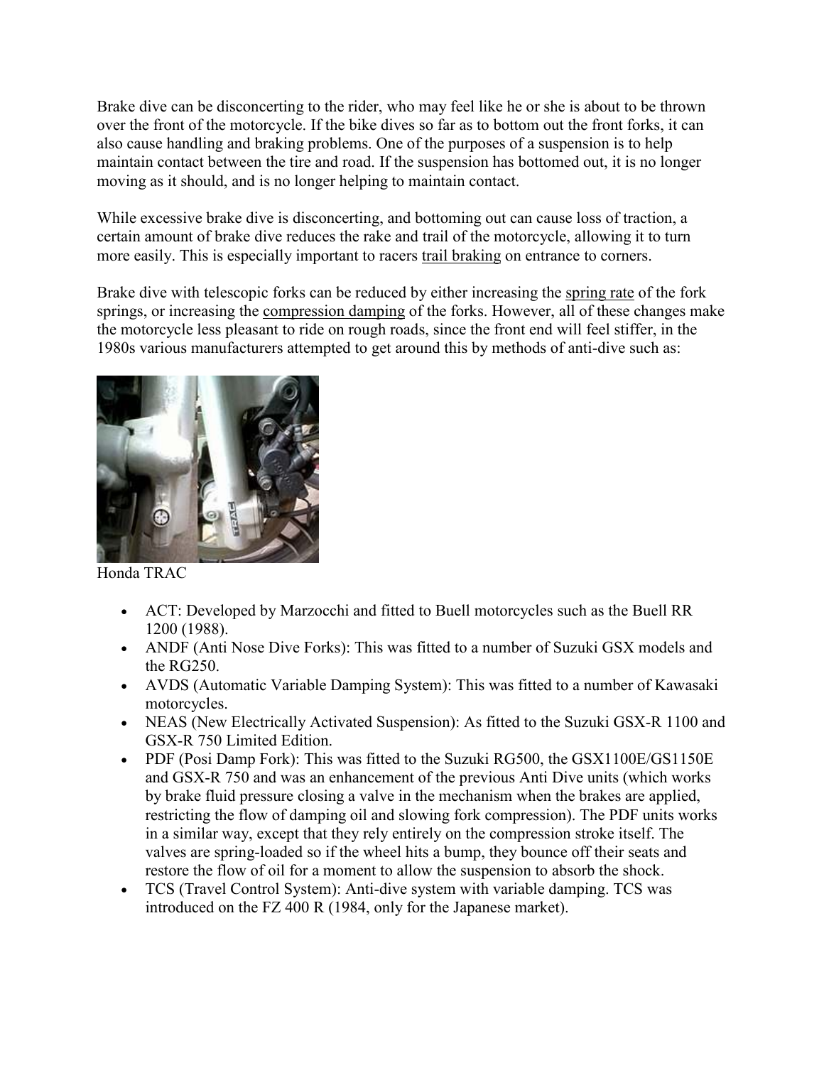Brake dive can be disconcerting to the rider, who may feel like he or she is about to be thrown over the front of the motorcycle. If the bike dives so far as to bottom out the front forks, it can also cause handling and braking problems. One of the purposes of a suspension is to help maintain contact between the tire and road. If the suspension has bottomed out, it is no longer moving as it should, and is no longer helping to maintain contact.

While excessive brake dive is disconcerting, and bottoming out can cause loss of traction, a certain amount of brake dive reduces the rake and trail of the motorcycle, allowing it to turn more easily. This is especially important to racers trail braking on entrance to corners.

Brake dive with telescopic forks can be reduced by either increasing the spring rate of the fork springs, or increasing the compression damping of the forks. However, all of these changes make the motorcycle less pleasant to ride on rough roads, since the front end will feel stiffer, in the 1980s various manufacturers attempted to get around this by methods of anti-dive such as:

Honda TRAC

- ACT: Developed by Marzocchi and fitted to Buell motorcycles such as the Buell RR 1200 (1988).
- ANDF (Anti Nose Dive Forks): This was fitted to a number of Suzuki GSX models and the RG250.
- AVDS (Automatic Variable Damping System): This was fitted to a number of Kawasaki motorcycles.
- NEAS (New Electrically Activated Suspension): As fitted to the Suzuki GSX-R 1100 and GSX-R 750 Limited Edition.
- PDF (Posi Damp Fork): This was fitted to the Suzuki RG500, the GSX1100E/GS1150E and GSX-R 750 and was an enhancement of the previous Anti Dive units (which works by brake fluid pressure closing a valve in the mechanism when the brakes are applied, restricting the flow of damping oil and slowing fork compression). The PDF units works in a similar way, except that they rely entirely on the compression stroke itself. The valves are spring-loaded so if the wheel hits a bump, they bounce off their seats and restore the flow of oil for a moment to allow the suspension to absorb the shock.
- TCS (Travel Control System): Anti-dive system with variable damping. TCS was introduced on the FZ 400 R (1984, only for the Japanese market).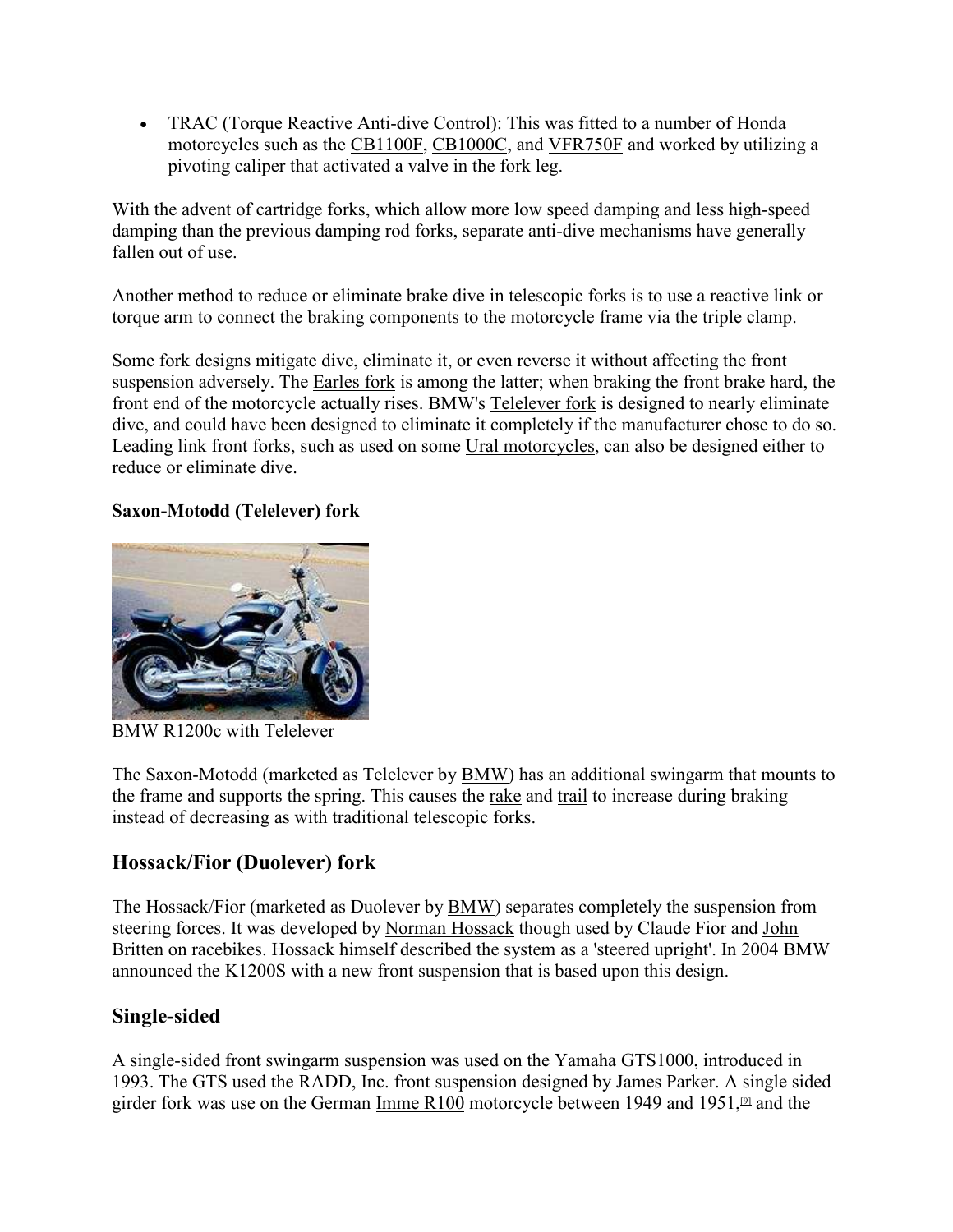- TRAC (Torque Reactive Anti-dive Control): This was fitted to a number of Honda motorcycles such as the CB1100F, CB1000C, and VFR750F and worked by utilizing a pivoting caliper that activated a valve in the fork leg.

With the advent of cartridge forks, which allow more low speed damping and less high-speed damping than the previous damping rod forks, separate anti-dive mechanisms have generally fallen out of use.

Another method to reduce or eliminate brake dive in telescopic forks is to use a reactive link or torque arm to connect the braking components to the motorcycle frame via the triple clamp.

Some fork designs mitigate dive, eliminate it, or even reverse it without affecting the front suspension adversely. The Earles fork is among the latter; when braking the front brake hard, the front end of the motorcycle actually rises. BMW's Telelever fork is designed to nearly eliminate dive, and could have been designed to eliminate it completely if the manufacturer chose to do so. Leading link front forks, such as used on some Ural motorcycles, can also be designed either to reduce or eliminate dive.

**Saxon-Motodd (Telelever) fork**

BMW R1200c with Telelever

The Saxon-Motodd (marketed as Telelever by BMW) has an additional swingarm that mounts to the frame and supports the spring. This causes the rake and trail to increase during braking instead of decreasing as with traditional telescopic forks.

## Hossack/Fior (Duolever) fork

The Hossack/Fior (marketed as Duolever by BMW) separates completely the suspension from steering forces. It was developed by Norman Hossack though used by Claude Fior and John Britten on racebikes. Hossack himself described the system as a 'steered upright'. In 2004 BMW announced the K1200S with a new front suspension that is based upon this design.

## Single-sided

A single-sided front swingarm suspension was used on the Yamaha GTS1000, introduced in 1993. The GTS used the RADD, Inc. front suspension designed by James Parker. A single sided girder fork was use on the German Imme R100 motorcycle between 1949 and 1951,[9] and the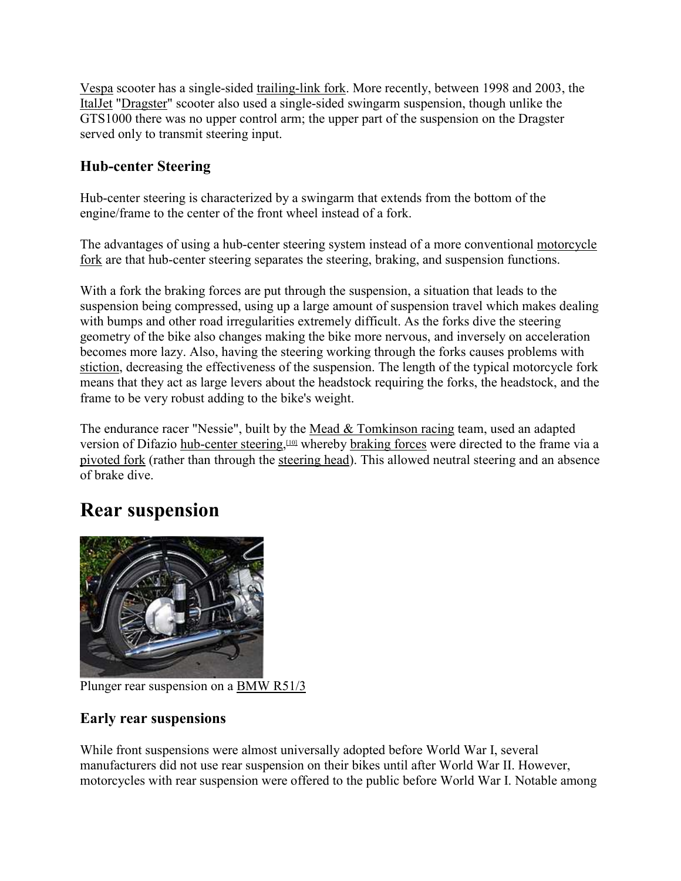Vespa scooter has a single-sided trailing-link fork. More recently, between 1998 and 2003, the ItalJet "Dragster" scooter also used a single-sided swingarm suspension, though unlike the GTS1000 there was no upper control arm; the upper part of the suspension on the Dragster served only to transmit steering input.

### Hub-center Steering

Hub-center steering is characterized by a swingarm that extends from the bottom of the engine/frame to the center of the front wheel instead of a fork.

The advantages of using a hub-center steering system instead of a more conventional motorcycle fork are that hub-center steering separates the steering, braking, and suspension functions.

With a fork the braking forces are put through the suspension, a situation that leads to the suspension being compressed, using up a large amount of suspension travel which makes dealing with bumps and other road irregularities extremely difficult. As the forks dive the steering geometry of the bike also changes making the bike more nervous, and inversely on acceleration becomes more lazy. Also, having the steering working through the forks causes problems with stiction, decreasing the effectiveness of the suspension. The length of the typical motorcycle fork means that they act as large levers about the headstock requiring the forks, the headstock, and the frame to be very robust adding to the bike's weight.

The endurance racer "Nessie", built by the Mead & Tomkinson racing team, used an adapted version of Difazio hub-center steering,[10] whereby braking forces were directed to the frame via a pivoted fork (rather than through the steering head). This allowed neutral steering and an absence of brake dive.

## Rear suspension

Plunger rear suspension on a BMW R51/3

### Early rear suspensions

While front suspensions were almost universally adopted before World War I, several manufacturers did not use rear suspension on their bikes until after World War II. However, motorcycles with rear suspension were offered to the public before World War I. Notable among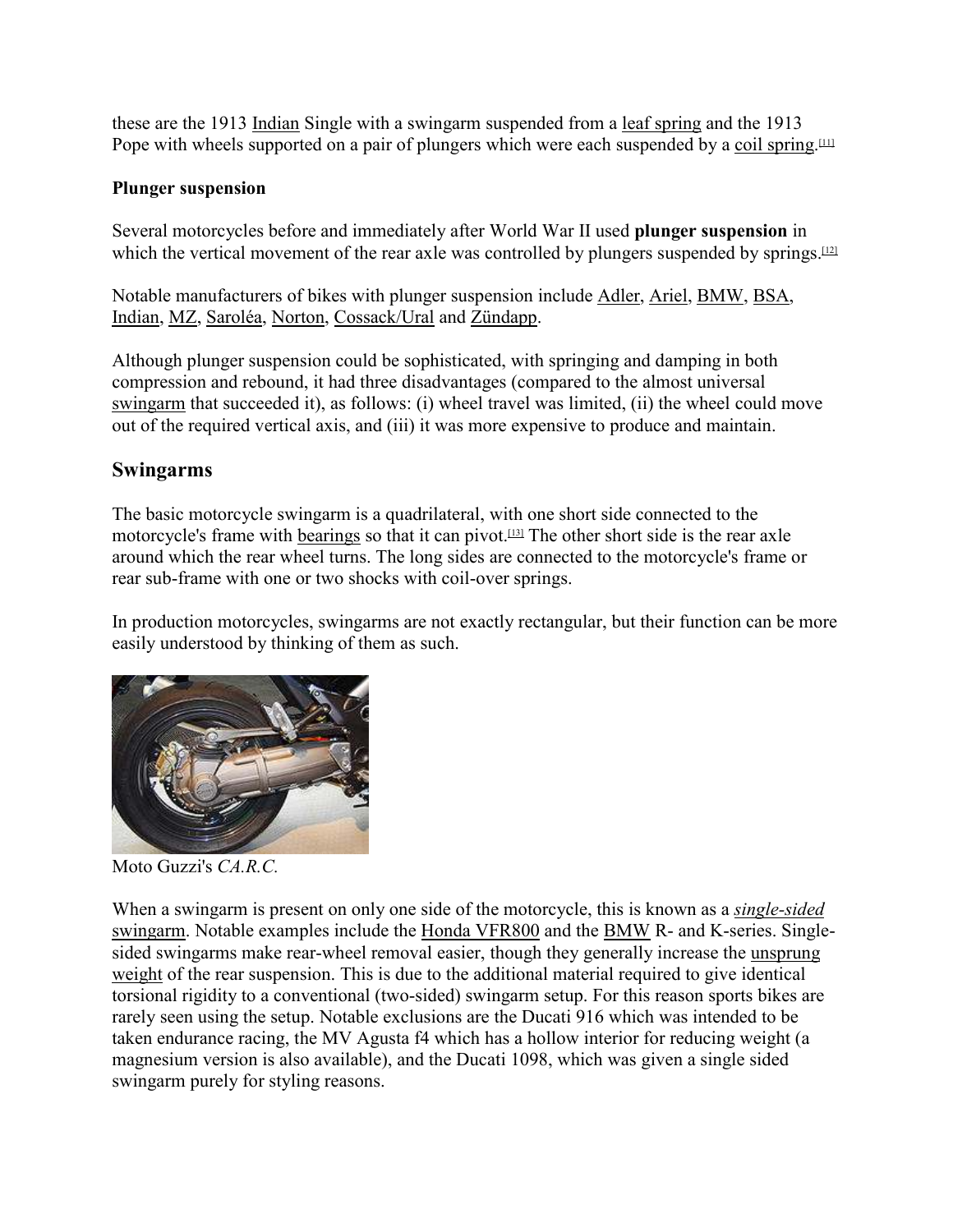these are the 1913 Indian Single with a swingarm suspended from a leaf spring and the 1913 Pope with wheels supported on a pair of plungers which were each suspended by a coil spring.[11]

### Plunger suspension

Several motorcycles before and immediately after World War II used **plunger suspension** in which the vertical movement of the rear axle was controlled by plungers suspended by springs.[12]

Notable manufacturers of bikes with plunger suspension include Adler, Ariel, BMW, BSA, Indian, MZ, Saroléa, Norton, Cossack/Ural and Zündapp.

Although plunger suspension could be sophisticated, with springing and damping in both compression and rebound, it had three disadvantages (compared to the almost universal swingarm that succeeded it), as follows: (i) wheel travel was limited, (ii) the wheel could move out of the required vertical axis, and (iii) it was more expensive to produce and maintain.

## Swingarms

The basic motorcycle swingarm is a quadrilateral, with one short side connected to the motorcycle's frame with bearings so that it can pivot.[13] The other short side is the rear axle around which the rear wheel turns. The long sides are connected to the motorcycle's frame or rear sub-frame with one or two shocks with coil-over springs.

In production motorcycles, swingarms are not exactly rectangular, but their function can be more easily understood by thinking of them as such.

Moto Guzzi's *CA.R.C.*

When a swingarm is present on only one side of the motorcycle, this is known as a *single-sided* swingarm. Notable examples include the Honda VFR800 and the BMW R- and K-series. Single-sided swingarms make rear-wheel removal easier, though they generally increase the unsprung weight of the rear suspension. This is due to the additional material required to give identical torsional rigidity to a conventional (two-sided) swingarm setup. For this reason sports bikes are rarely seen using the setup. Notable exclusions are the Ducati 916 which was intended to be taken endurance racing, the MV Agusta f4 which has a hollow interior for reducing weight (a magnesium version is also available), and the Ducati 1098, which was given a single sided swingarm purely for styling reasons.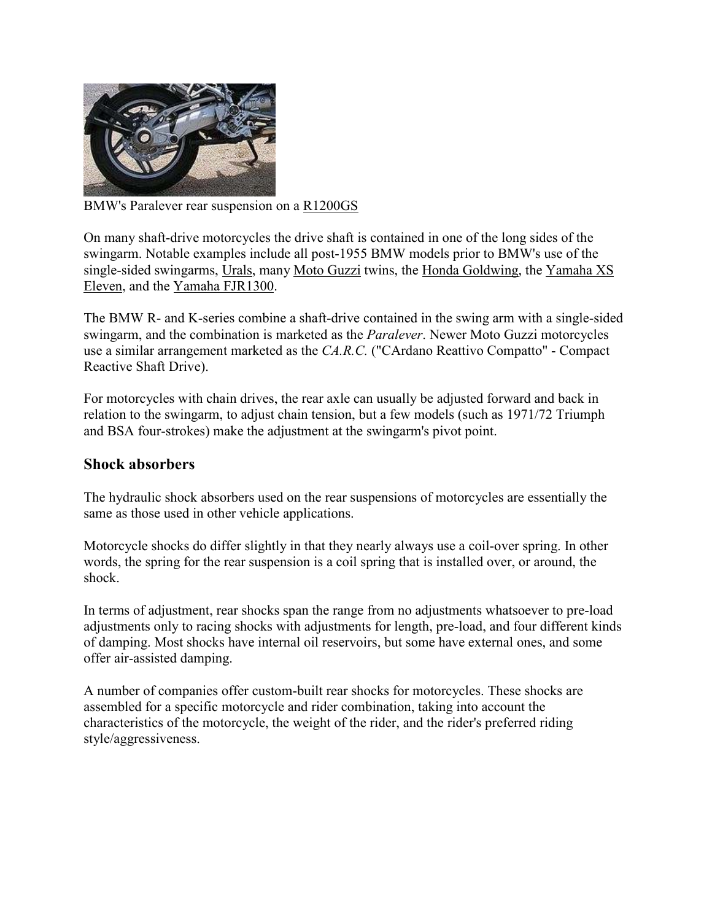BMW's Paralever rear suspension on a R1200GS

On many shaft-drive motorcycles the drive shaft is contained in one of the long sides of the swingarm. Notable examples include all post-1955 BMW models prior to BMW's use of the single-sided swingarms, Urals, many Moto Guzzi twins, the Honda Goldwing, the Yamaha XS Eleven, and the Yamaha FJR1300.

The BMW R- and K-series combine a shaft-drive contained in the swing arm with a single-sided swingarm, and the combination is marketed as the *Paralever*. Newer Moto Guzzi motorcycles use a similar arrangement marketed as the *CA.R.C.* ("CArdano Reattivo Compatto" - Compact Reactive Shaft Drive).

For motorcycles with chain drives, the rear axle can usually be adjusted forward and back in relation to the swingarm, to adjust chain tension, but a few models (such as 1971/72 Triumph and BSA four-strokes) make the adjustment at the swingarm's pivot point.

## Shock absorbers

The hydraulic shock absorbers used on the rear suspensions of motorcycles are essentially the same as those used in other vehicle applications.

Motorcycle shocks do differ slightly in that they nearly always use a coil-over spring. In other words, the spring for the rear suspension is a coil spring that is installed over, or around, the shock.

In terms of adjustment, rear shocks span the range from no adjustments whatsoever to pre-load adjustments only to racing shocks with adjustments for length, pre-load, and four different kinds of damping. Most shocks have internal oil reservoirs, but some have external ones, and some offer air-assisted damping.

A number of companies offer custom-built rear shocks for motorcycles. These shocks are assembled for a specific motorcycle and rider combination, taking into account the characteristics of the motorcycle, the weight of the rider, and the rider's preferred riding style/aggressiveness.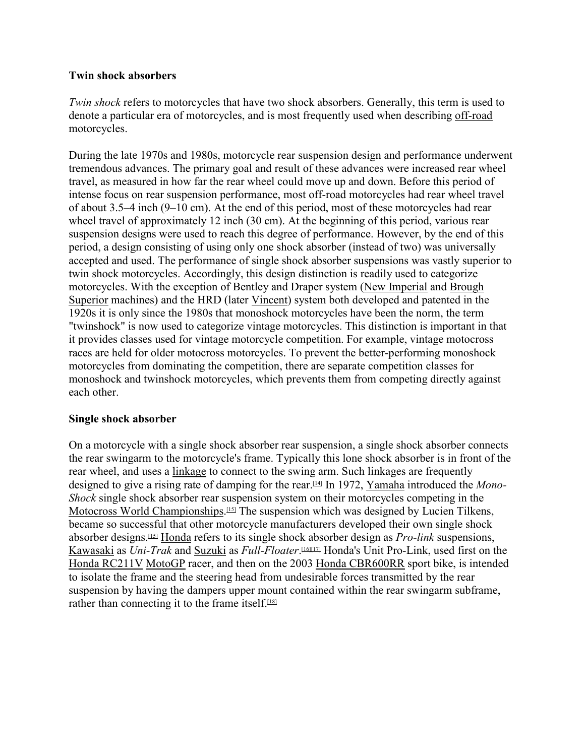**Twin shock absorbers**

*Twin shock* refers to motorcycles that have two shock absorbers. Generally, this term is used to denote a particular era of motorcycles, and is most frequently used when describing off-road motorcycles.

During the late 1970s and 1980s, motorcycle rear suspension design and performance underwent tremendous advances. The primary goal and result of these advances were increased rear wheel travel, as measured in how far the rear wheel could move up and down. Before this period of intense focus on rear suspension performance, most off-road motorcycles had rear wheel travel of about 3.5–4 inch (9–10 cm). At the end of this period, most of these motorcycles had rear wheel travel of approximately 12 inch (30 cm). At the beginning of this period, various rear suspension designs were used to reach this degree of performance. However, by the end of this period, a design consisting of using only one shock absorber (instead of two) was universally accepted and used. The performance of single shock absorber suspensions was vastly superior to twin shock motorcycles. Accordingly, this design distinction is readily used to categorize motorcycles. With the exception of Bentley and Draper system (New Imperial and Brough Superior machines) and the HRD (later Vincent) system both developed and patented in the 1920s it is only since the 1980s that monoshock motorcycles have been the norm, the term "twinshock" is now used to categorize vintage motorcycles. This distinction is important in that it provides classes used for vintage motorcycle competition. For example, vintage motocross races are held for older motocross motorcycles. To prevent the better-performing monoshock motorcycles from dominating the competition, there are separate competition classes for monoshock and twinshock motorcycles, which prevents them from competing directly against each other.

**Single shock absorber**

On a motorcycle with a single shock absorber rear suspension, a single shock absorber connects the rear swingarm to the motorcycle's frame. Typically this lone shock absorber is in front of the rear wheel, and uses a linkage to connect to the swing arm. Such linkages are frequently designed to give a rising rate of damping for the rear.[14] In 1972, Yamaha introduced the *Mono-Shock* single shock absorber rear suspension system on their motorcycles competing in the Motocross World Championships.[15] The suspension which was designed by Lucien Tilkens, became so successful that other motorcycle manufacturers developed their own single shock absorber designs.[15] Honda refers to its single shock absorber design as *Pro-link* suspensions, Kawasaki as *Uni-Trak* and Suzuki as *Full-Floater*.[16][17] Honda's Unit Pro-Link, used first on the Honda RC211V MotoGP racer, and then on the 2003 Honda CBR600RR sport bike, is intended to isolate the frame and the steering head from undesirable forces transmitted by the rear suspension by having the dampers upper mount contained within the rear swingarm subframe, rather than connecting it to the frame itself.[18]